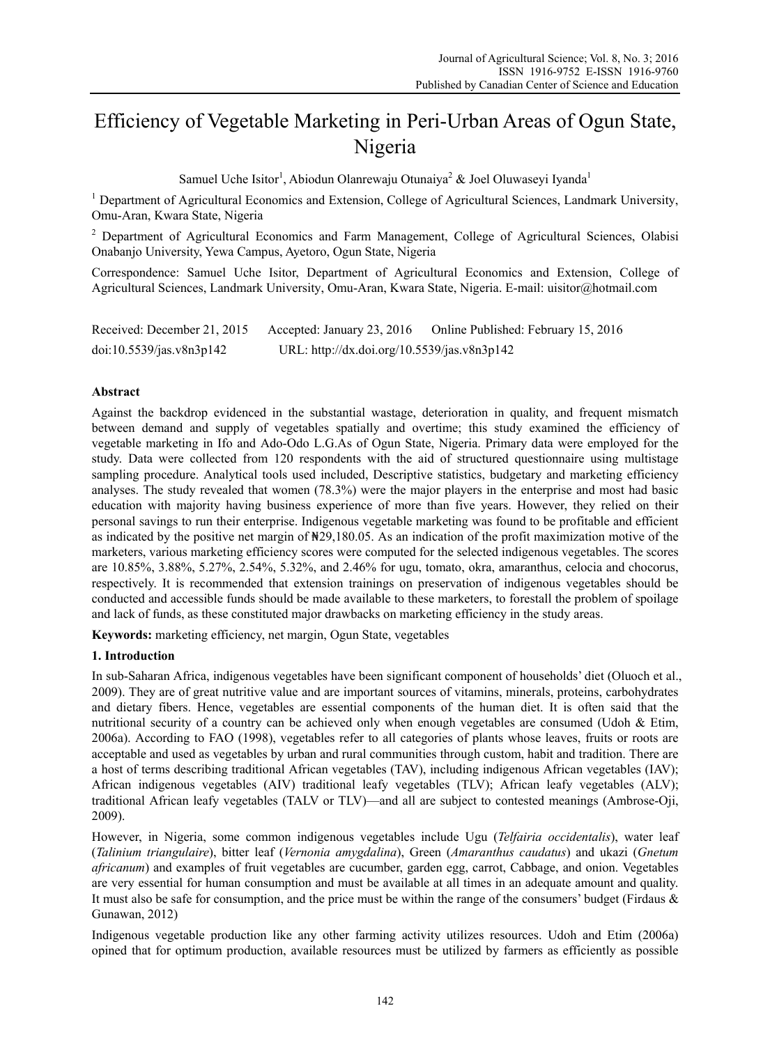# Efficiency of Vegetable Marketing in Peri-Urban Areas of Ogun State, Nigeria

Samuel Uche Isitor[1], Abiodun Olanrewaju Otunaiya[2] & Joel Oluwaseyi Iyanda[1]

[1] Department of Agricultural Economics and Extension, College of Agricultural Sciences, Landmark University, Omu-Aran, Kwara State, Nigeria

[2] Department of Agricultural Economics and Farm Management, College of Agricultural Sciences, Olabisi Onabanjo University, Yewa Campus, Ayetoro, Ogun State, Nigeria

Correspondence: Samuel Uche Isitor, Department of Agricultural Economics and Extension, College of Agricultural Sciences, Landmark University, Omu-Aran, Kwara State, Nigeria. E-mail: uisitor@hotmail.com

Received: December 21, 2015 Accepted: January 23, 2016 Online Published: February 15, 2016

doi:10.5539/jas.v8n3p142 URL: http://dx.doi.org/10.5539/jas.v8n3p142

## Abstract

Against the backdrop evidenced in the substantial wastage, deterioration in quality, and frequent mismatch between demand and supply of vegetables spatially and overtime; this study examined the efficiency of vegetable marketing in Ifo and Ado-Odo L.G.As of Ogun State, Nigeria. Primary data were employed for the study. Data were collected from 120 respondents with the aid of structured questionnaire using multistage sampling procedure. Analytical tools used included, Descriptive statistics, budgetary and marketing efficiency analyses. The study revealed that women (78.3%) were the major players in the enterprise and most had basic education with majority having business experience of more than five years. However, they relied on their personal savings to run their enterprise. Indigenous vegetable marketing was found to be profitable and efficient as indicated by the positive net margin of ₦29,180.05. As an indication of the profit maximization motive of the marketers, various marketing efficiency scores were computed for the selected indigenous vegetables. The scores are 10.85%, 3.88%, 5.27%, 2.54%, 5.32%, and 2.46% for ugu, tomato, okra, amaranthus, celocia and chocorus, respectively. It is recommended that extension trainings on preservation of indigenous vegetables should be conducted and accessible funds should be made available to these marketers, to forestall the problem of spoilage and lack of funds, as these constituted major drawbacks on marketing efficiency in the study areas.

**Keywords:** marketing efficiency, net margin, Ogun State, vegetables

## 1. Introduction

In sub-Saharan Africa, indigenous vegetables have been significant component of households' diet (Oluoch et al., 2009). They are of great nutritive value and are important sources of vitamins, minerals, proteins, carbohydrates and dietary fibers. Hence, vegetables are essential components of the human diet. It is often said that the nutritional security of a country can be achieved only when enough vegetables are consumed (Udoh & Etim, 2006a). According to FAO (1998), vegetables refer to all categories of plants whose leaves, fruits or roots are acceptable and used as vegetables by urban and rural communities through custom, habit and tradition. There are a host of terms describing traditional African vegetables (TAV), including indigenous African vegetables (IAV); African indigenous vegetables (AIV) traditional leafy vegetables (TLV); African leafy vegetables (ALV); traditional African leafy vegetables (TALV or TLV)—and all are subject to contested meanings (Ambrose-Oji, 2009).

However, in Nigeria, some common indigenous vegetables include Ugu (*Telfairia occidentalis*), water leaf (*Talinium triangulaire*), bitter leaf (*Vernonia amygdalina*), Green (*Amaranthus caudatus*) and ukazi (*Gnetum africanum*) and examples of fruit vegetables are cucumber, garden egg, carrot, Cabbage, and onion. Vegetables are very essential for human consumption and must be available at all times in an adequate amount and quality. It must also be safe for consumption, and the price must be within the range of the consumers' budget (Firdaus & Gunawan, 2012)

Indigenous vegetable production like any other farming activity utilizes resources. Udoh and Etim (2006a) opined that for optimum production, available resources must be utilized by farmers as efficiently as possible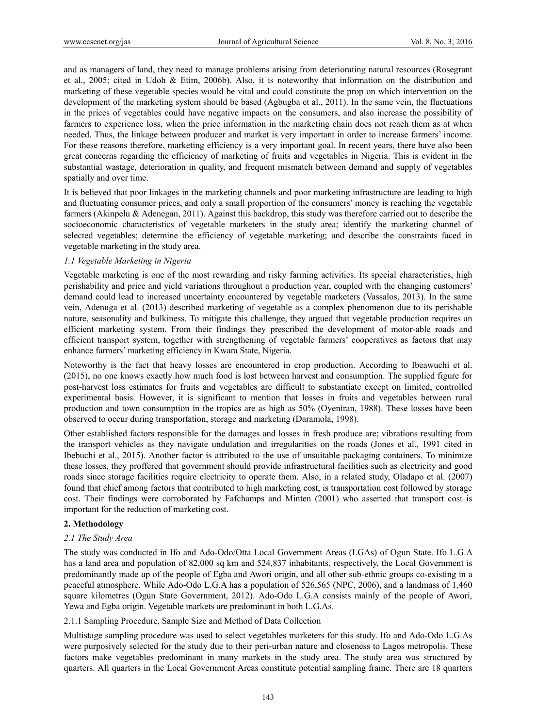and as managers of land, they need to manage problems arising from deteriorating natural resources (Rosegrant et al., 2005; cited in Udoh & Etim, 2006b). Also, it is noteworthy that information on the distribution and marketing of these vegetable species would be vital and could constitute the prop on which intervention on the development of the marketing system should be based (Agbugba et al., 2011). In the same vein, the fluctuations in the prices of vegetables could have negative impacts on the consumers, and also increase the possibility of farmers to experience loss, when the price information in the marketing chain does not reach them as at when needed. Thus, the linkage between producer and market is very important in order to increase farmers' income. For these reasons therefore, marketing efficiency is a very important goal. In recent years, there have also been great concerns regarding the efficiency of marketing of fruits and vegetables in Nigeria. This is evident in the substantial wastage, deterioration in quality, and frequent mismatch between demand and supply of vegetables spatially and over time.

It is believed that poor linkages in the marketing channels and poor marketing infrastructure are leading to high and fluctuating consumer prices, and only a small proportion of the consumers' money is reaching the vegetable farmers (Akinpelu & Adenegan, 2011). Against this backdrop, this study was therefore carried out to describe the socioeconomic characteristics of vegetable marketers in the study area; identify the marketing channel of selected vegetables; determine the efficiency of vegetable marketing; and describe the constraints faced in vegetable marketing in the study area.

### *1.1 Vegetable Marketing in Nigeria*

Vegetable marketing is one of the most rewarding and risky farming activities. Its special characteristics, high perishability and price and yield variations throughout a production year, coupled with the changing customers' demand could lead to increased uncertainty encountered by vegetable marketers (Vassalos, 2013). In the same vein, Adenuga et al. (2013) described marketing of vegetable as a complex phenomenon due to its perishable nature, seasonality and bulkiness. To mitigate this challenge, they argued that vegetable production requires an efficient marketing system. From their findings they prescribed the development of motor-able roads and efficient transport system, together with strengthening of vegetable farmers' cooperatives as factors that may enhance farmers' marketing efficiency in Kwara State, Nigeria.

Noteworthy is the fact that heavy losses are encountered in crop production. According to Ibeawuchi et al. (2015), no one knows exactly how much food is lost between harvest and consumption. The supplied figure for post-harvest loss estimates for fruits and vegetables are difficult to substantiate except on limited, controlled experimental basis. However, it is significant to mention that losses in fruits and vegetables between rural production and town consumption in the tropics are as high as 50% (Oyeniran, 1988). These losses have been observed to occur during transportation, storage and marketing (Daramola, 1998).

Other established factors responsible for the damages and losses in fresh produce are; vibrations resulting from the transport vehicles as they navigate undulation and irregularities on the roads (Jones et al., 1991 cited in Ibebuchi et al., 2015). Another factor is attributed to the use of unsuitable packaging containers. To minimize these losses, they proffered that government should provide infrastructural facilities such as electricity and good roads since storage facilities require electricity to operate them. Also, in a related study, Oladapo et al. (2007) found that chief among factors that contributed to high marketing cost, is transportation cost followed by storage cost. Their findings were corroborated by Fafchamps and Minten (2001) who asserted that transport cost is important for the reduction of marketing cost.

## **2. Methodology**

### *2.1 The Study Area*

The study was conducted in Ifo and Ado-Odo/Otta Local Government Areas (LGAs) of Ogun State. Ifo L.G.A has a land area and population of 82,000 sq km and 524,837 inhabitants, respectively, the Local Government is predominantly made up of the people of Egba and Awori origin, and all other sub-ethnic groups co-existing in a peaceful atmosphere. While Ado-Odo L.G.A has a population of 526,565 (NPC, 2006), and a landmass of 1,460 square kilometres (Ogun State Government, 2012). Ado-Odo L.G.A consists mainly of the people of Awori, Yewa and Egba origin. Vegetable markets are predominant in both L.G.As.

#### 2.1.1 Sampling Procedure, Sample Size and Method of Data Collection

Multistage sampling procedure was used to select vegetables marketers for this study. Ifo and Ado-Odo L.G.As were purposively selected for the study due to their peri-urban nature and closeness to Lagos metropolis. These factors make vegetables predominant in many markets in the study area. The study area was structured by quarters. All quarters in the Local Government Areas constitute potential sampling frame. There are 18 quarters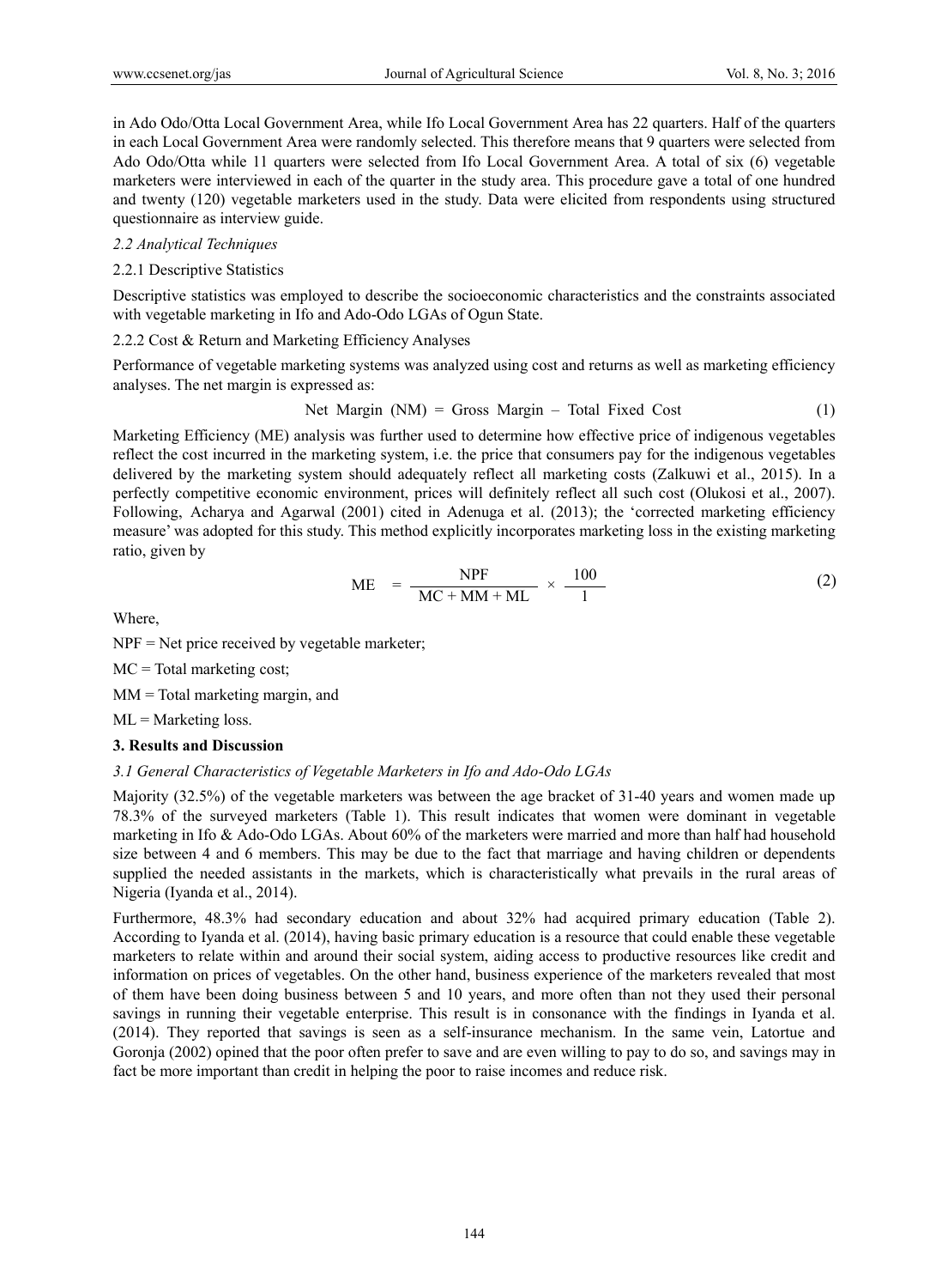in Ado Odo/Otta Local Government Area, while Ifo Local Government Area has 22 quarters. Half of the quarters in each Local Government Area were randomly selected. This therefore means that 9 quarters were selected from Ado Odo/Otta while 11 quarters were selected from Ifo Local Government Area. A total of six (6) vegetable marketers were interviewed in each of the quarter in the study area. This procedure gave a total of one hundred and twenty (120) vegetable marketers used in the study. Data were elicited from respondents using structured questionnaire as interview guide.

*2.2 Analytical Techniques*

2.2.1 Descriptive Statistics

Descriptive statistics was employed to describe the socioeconomic characteristics and the constraints associated with vegetable marketing in Ifo and Ado-Odo LGAs of Ogun State.

2.2.2 Cost & Return and Marketing Efficiency Analyses

Performance of vegetable marketing systems was analyzed using cost and returns as well as marketing efficiency analyses. The net margin is expressed as:

$$\text{Net Margin (NM)} = \text{Gross Margin} - \text{Total Fixed Cost} \tag{1}$$

Marketing Efficiency (ME) analysis was further used to determine how effective price of indigenous vegetables reflect the cost incurred in the marketing system, i.e. the price that consumers pay for the indigenous vegetables delivered by the marketing system should adequately reflect all marketing costs (Zalkuwi et al., 2015). In a perfectly competitive economic environment, prices will definitely reflect all such cost (Olukosi et al., 2007). Following, Acharya and Agarwal (2001) cited in Adenuga et al. (2013); the 'corrected marketing efficiency measure' was adopted for this study. This method explicitly incorporates marketing loss in the existing marketing ratio, given by

$$\text{ME} = \frac{\text{NPF}}{\text{MC} + \text{MM} + \text{ML}} \times \frac{100}{1} \tag{2}$$

Where,

NPF = Net price received by vegetable marketer;

MC = Total marketing cost;

MM = Total marketing margin, and

ML = Marketing loss.

## 3. Results and Discussion

*3.1 General Characteristics of Vegetable Marketers in Ifo and Ado-Odo LGAs*

Majority (32.5%) of the vegetable marketers was between the age bracket of 31-40 years and women made up 78.3% of the surveyed marketers (Table 1). This result indicates that women were dominant in vegetable marketing in Ifo & Ado-Odo LGAs. About 60% of the marketers were married and more than half had household size between 4 and 6 members. This may be due to the fact that marriage and having children or dependents supplied the needed assistants in the markets, which is characteristically what prevails in the rural areas of Nigeria (Iyanda et al., 2014).

Furthermore, 48.3% had secondary education and about 32% had acquired primary education (Table 2). According to Iyanda et al. (2014), having basic primary education is a resource that could enable these vegetable marketers to relate within and around their social system, aiding access to productive resources like credit and information on prices of vegetables. On the other hand, business experience of the marketers revealed that most of them have been doing business between 5 and 10 years, and more often than not they used their personal savings in running their vegetable enterprise. This result is in consonance with the findings in Iyanda et al. (2014). They reported that savings is seen as a self-insurance mechanism. In the same vein, Latortue and Goronja (2002) opined that the poor often prefer to save and are even willing to pay to do so, and savings may in fact be more important than credit in helping the poor to raise incomes and reduce risk.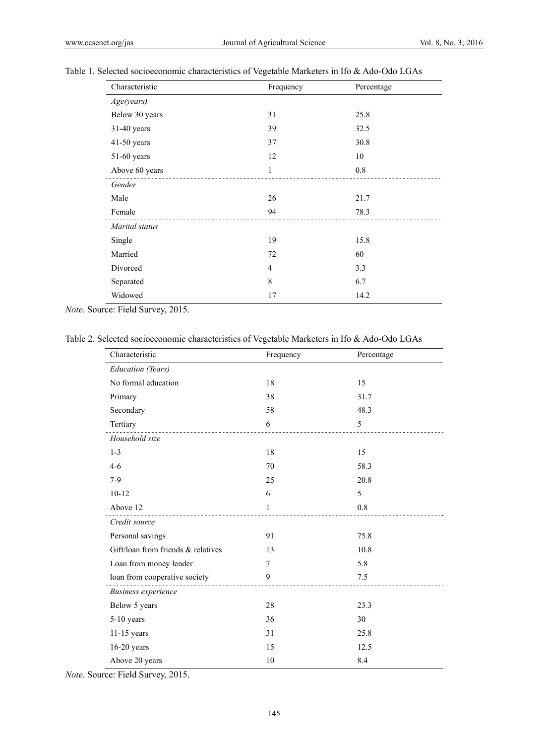Table 1. Selected socioeconomic characteristics of Vegetable Marketers in Ifo & Ado-Odo LGAs

| Characteristic | Frequency | Percentage |
|---|---|---|
| *Age(years)* | | |
| Below 30 years | 31 | 25.8 |
| 31-40 years | 39 | 32.5 |
| 41-50 years | 37 | 30.8 |
| 51-60 years | 12 | 10 |
| Above 60 years | 1 | 0.8 |
| *Gender* | | |
| Male | 26 | 21.7 |
| Female | 94 | 78.3 |
| *Marital status* | | |
| Single | 19 | 15.8 |
| Married | 72 | 60 |
| Divorced | 4 | 3.3 |
| Separated | 8 | 6.7 |
| Widowed | 17 | 14.2 |

*Note*. Source: Field Survey, 2015.

Table 2. Selected socioeconomic characteristics of Vegetable Marketers in Ifo & Ado-Odo LGAs

| Characteristic | Frequency | Percentage |
|---|---|---|
| *Education (Years)* | | |
| No formal education | 18 | 15 |
| Primary | 38 | 31.7 |
| Secondary | 58 | 48.3 |
| Tertiary | 6 | 5 |
| *Household size* | | |
| 1-3 | 18 | 15 |
| 4-6 | 70 | 58.3 |
| 7-9 | 25 | 20.8 |
| 10-12 | 6 | 5 |
| Above 12 | 1 | 0.8 |
| *Credit source* | | |
| Personal savings | 91 | 75.8 |
| Gift/loan from friends & relatives | 13 | 10.8 |
| Loan from money lender | 7 | 5.8 |
| loan from cooperative society | 9 | 7.5 |
| *Business experience* | | |
| Below 5 years | 28 | 23.3 |
| 5-10 years | 36 | 30 |
| 11-15 years | 31 | 25.8 |
| 16-20 years | 15 | 12.5 |
| Above 20 years | 10 | 8.4 |

*Note*. Source: Field Survey, 2015.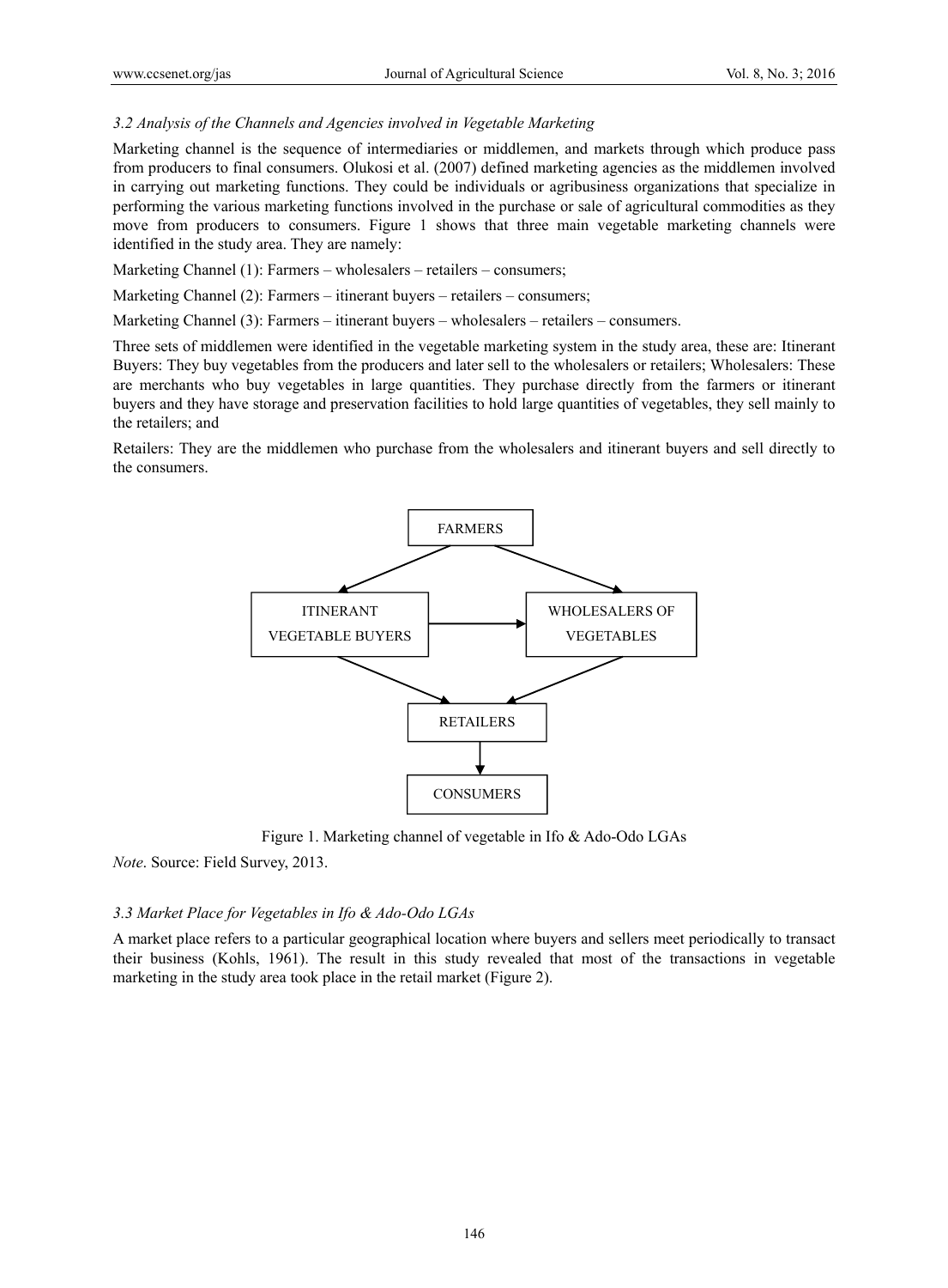### *3.2 Analysis of the Channels and Agencies involved in Vegetable Marketing*

Marketing channel is the sequence of intermediaries or middlemen, and markets through which produce pass from producers to final consumers. Olukosi et al. (2007) defined marketing agencies as the middlemen involved in carrying out marketing functions. They could be individuals or agribusiness organizations that specialize in performing the various marketing functions involved in the purchase or sale of agricultural commodities as they move from producers to consumers. Figure 1 shows that three main vegetable marketing channels were identified in the study area. They are namely:

Marketing Channel (1): Farmers – wholesalers – retailers – consumers;

Marketing Channel (2): Farmers – itinerant buyers – retailers – consumers;

Marketing Channel (3): Farmers – itinerant buyers – wholesalers – retailers – consumers.

Three sets of middlemen were identified in the vegetable marketing system in the study area, these are: Itinerant Buyers: They buy vegetables from the producers and later sell to the wholesalers or retailers; Wholesalers: These are merchants who buy vegetables in large quantities. They purchase directly from the farmers or itinerant buyers and they have storage and preservation facilities to hold large quantities of vegetables, they sell mainly to the retailers; and

Retailers: They are the middlemen who purchase from the wholesalers and itinerant buyers and sell directly to the consumers.

FARMERS

ITINERANT VEGETABLE BUYERS

WHOLESALERS OF VEGETABLES

RETAILERS

CONSUMERS

Figure 1. Marketing channel of vegetable in Ifo & Ado-Odo LGAs

*Note*. Source: Field Survey, 2013.

### *3.3 Market Place for Vegetables in Ifo & Ado-Odo LGAs*

A market place refers to a particular geographical location where buyers and sellers meet periodically to transact their business (Kohls, 1961). The result in this study revealed that most of the transactions in vegetable marketing in the study area took place in the retail market (Figure 2).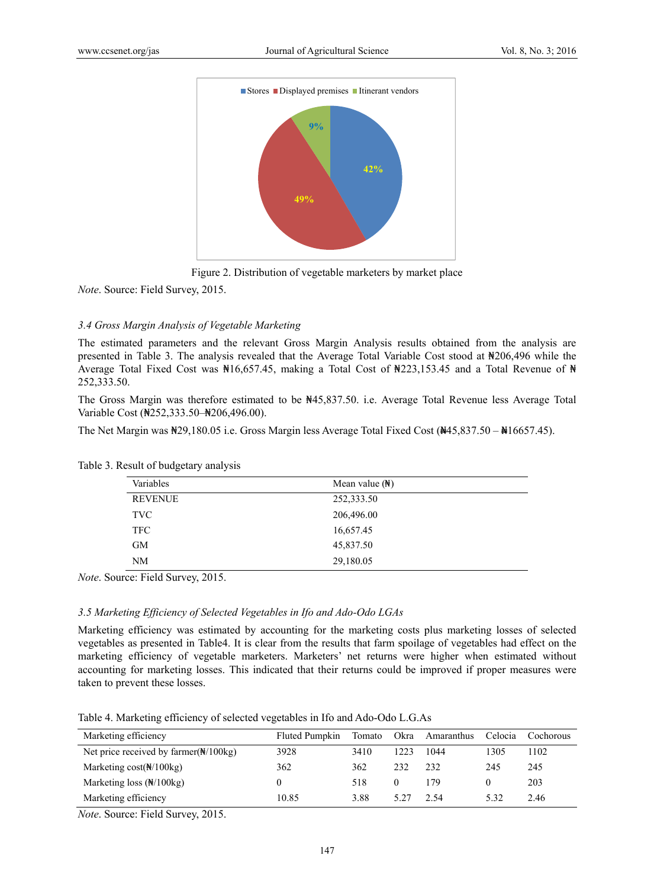Figure 2. Distribution of vegetable marketers by market place

*Note*. Source: Field Survey, 2015.

### *3.4 Gross Margin Analysis of Vegetable Marketing*

The estimated parameters and the relevant Gross Margin Analysis results obtained from the analysis are presented in Table 3. The analysis revealed that the Average Total Variable Cost stood at ₦206,496 while the Average Total Fixed Cost was ₦16,657.45, making a Total Cost of ₦223,153.45 and a Total Revenue of ₦ 252,333.50.

The Gross Margin was therefore estimated to be ₦45,837.50. i.e. Average Total Revenue less Average Total Variable Cost (₦252,333.50–₦206,496.00).

The Net Margin was ₦29,180.05 i.e. Gross Margin less Average Total Fixed Cost (₦45,837.50 – ₦16657.45).

Table 3. Result of budgetary analysis

| Variables | Mean value (₦) |
|---|---|
| REVENUE | 252,333.50 |
| TVC | 206,496.00 |
| TFC | 16,657.45 |
| GM | 45,837.50 |
| NM | 29,180.05 |

*Note*. Source: Field Survey, 2015.

### *3.5 Marketing Efficiency of Selected Vegetables in Ifo and Ado-Odo LGAs*

Marketing efficiency was estimated by accounting for the marketing costs plus marketing losses of selected vegetables as presented in Table4. It is clear from the results that farm spoilage of vegetables had effect on the marketing efficiency of vegetable marketers. Marketers' net returns were higher when estimated without accounting for marketing losses. This indicated that their returns could be improved if proper measures were taken to prevent these losses.

Table 4. Marketing efficiency of selected vegetables in Ifo and Ado-Odo L.G.As

| Marketing efficiency | Fluted Pumpkin | Tomato | Okra | Amaranthus | Celocia | Cochorous |
|---|---|---|---|---|---|---|
| Net price received by farmer(₦/100kg) | 3928 | 3410 | 1223 | 1044 | 1305 | 1102 |
| Marketing cost(₦/100kg) | 362 | 362 | 232 | 232 | 245 | 245 |
| Marketing loss (₦/100kg) | 0 | 518 | 0 | 179 | 0 | 203 |
| Marketing efficiency | 10.85 | 3.88 | 5.27 | 2.54 | 5.32 | 2.46 |

*Note*. Source: Field Survey, 2015.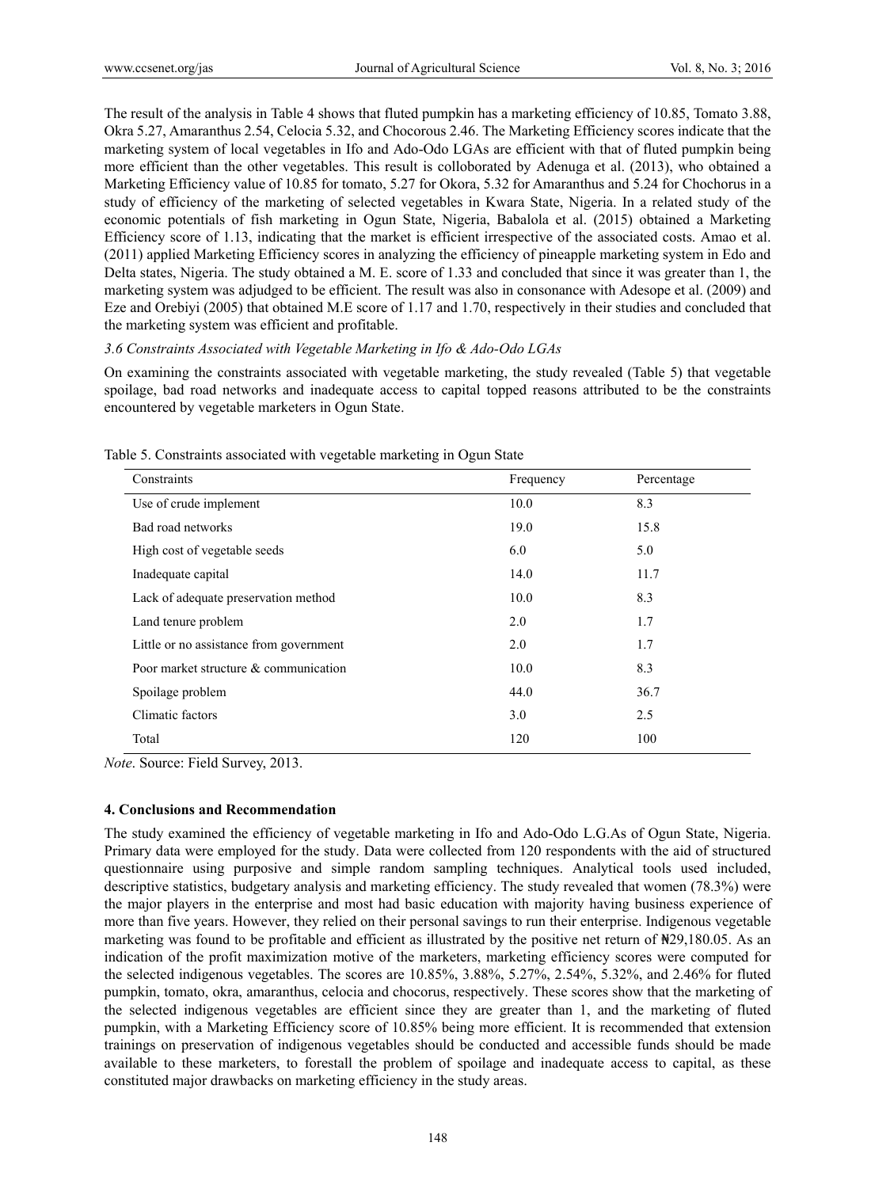The result of the analysis in Table 4 shows that fluted pumpkin has a marketing efficiency of 10.85, Tomato 3.88, Okra 5.27, Amaranthus 2.54, Celocia 5.32, and Chocorous 2.46. The Marketing Efficiency scores indicate that the marketing system of local vegetables in Ifo and Ado-Odo LGAs are efficient with that of fluted pumpkin being more efficient than the other vegetables. This result is colloborated by Adenuga et al. (2013), who obtained a Marketing Efficiency value of 10.85 for tomato, 5.27 for Okora, 5.32 for Amaranthus and 5.24 for Chochorus in a study of efficiency of the marketing of selected vegetables in Kwara State, Nigeria. In a related study of the economic potentials of fish marketing in Ogun State, Nigeria, Babalola et al. (2015) obtained a Marketing Efficiency score of 1.13, indicating that the market is efficient irrespective of the associated costs. Amao et al. (2011) applied Marketing Efficiency scores in analyzing the efficiency of pineapple marketing system in Edo and Delta states, Nigeria. The study obtained a M. E. score of 1.33 and concluded that since it was greater than 1, the marketing system was adjudged to be efficient. The result was also in consonance with Adesope et al. (2009) and Eze and Orebiyi (2005) that obtained M.E score of 1.17 and 1.70, respectively in their studies and concluded that the marketing system was efficient and profitable.

*3.6 Constraints Associated with Vegetable Marketing in Ifo & Ado-Odo LGAs*

On examining the constraints associated with vegetable marketing, the study revealed (Table 5) that vegetable spoilage, bad road networks and inadequate access to capital topped reasons attributed to be the constraints encountered by vegetable marketers in Ogun State.

Table 5. Constraints associated with vegetable marketing in Ogun State

| Constraints | Frequency | Percentage |
|---|---|---|
| Use of crude implement | 10.0 | 8.3 |
| Bad road networks | 19.0 | 15.8 |
| High cost of vegetable seeds | 6.0 | 5.0 |
| Inadequate capital | 14.0 | 11.7 |
| Lack of adequate preservation method | 10.0 | 8.3 |
| Land tenure problem | 2.0 | 1.7 |
| Little or no assistance from government | 2.0 | 1.7 |
| Poor market structure & communication | 10.0 | 8.3 |
| Spoilage problem | 44.0 | 36.7 |
| Climatic factors | 3.0 | 2.5 |
| Total | 120 | 100 |

*Note*. Source: Field Survey, 2013.

## 4. Conclusions and Recommendation

The study examined the efficiency of vegetable marketing in Ifo and Ado-Odo L.G.As of Ogun State, Nigeria. Primary data were employed for the study. Data were collected from 120 respondents with the aid of structured questionnaire using purposive and simple random sampling techniques. Analytical tools used included, descriptive statistics, budgetary analysis and marketing efficiency. The study revealed that women (78.3%) were the major players in the enterprise and most had basic education with majority having business experience of more than five years. However, they relied on their personal savings to run their enterprise. Indigenous vegetable marketing was found to be profitable and efficient as illustrated by the positive net return of ₦29,180.05. As an indication of the profit maximization motive of the marketers, marketing efficiency scores were computed for the selected indigenous vegetables. The scores are 10.85%, 3.88%, 5.27%, 2.54%, 5.32%, and 2.46% for fluted pumpkin, tomato, okra, amaranthus, celocia and chocorus, respectively. These scores show that the marketing of the selected indigenous vegetables are efficient since they are greater than 1, and the marketing of fluted pumpkin, with a Marketing Efficiency score of 10.85% being more efficient. It is recommended that extension trainings on preservation of indigenous vegetables should be conducted and accessible funds should be made available to these marketers, to forestall the problem of spoilage and inadequate access to capital, as these constituted major drawbacks on marketing efficiency in the study areas.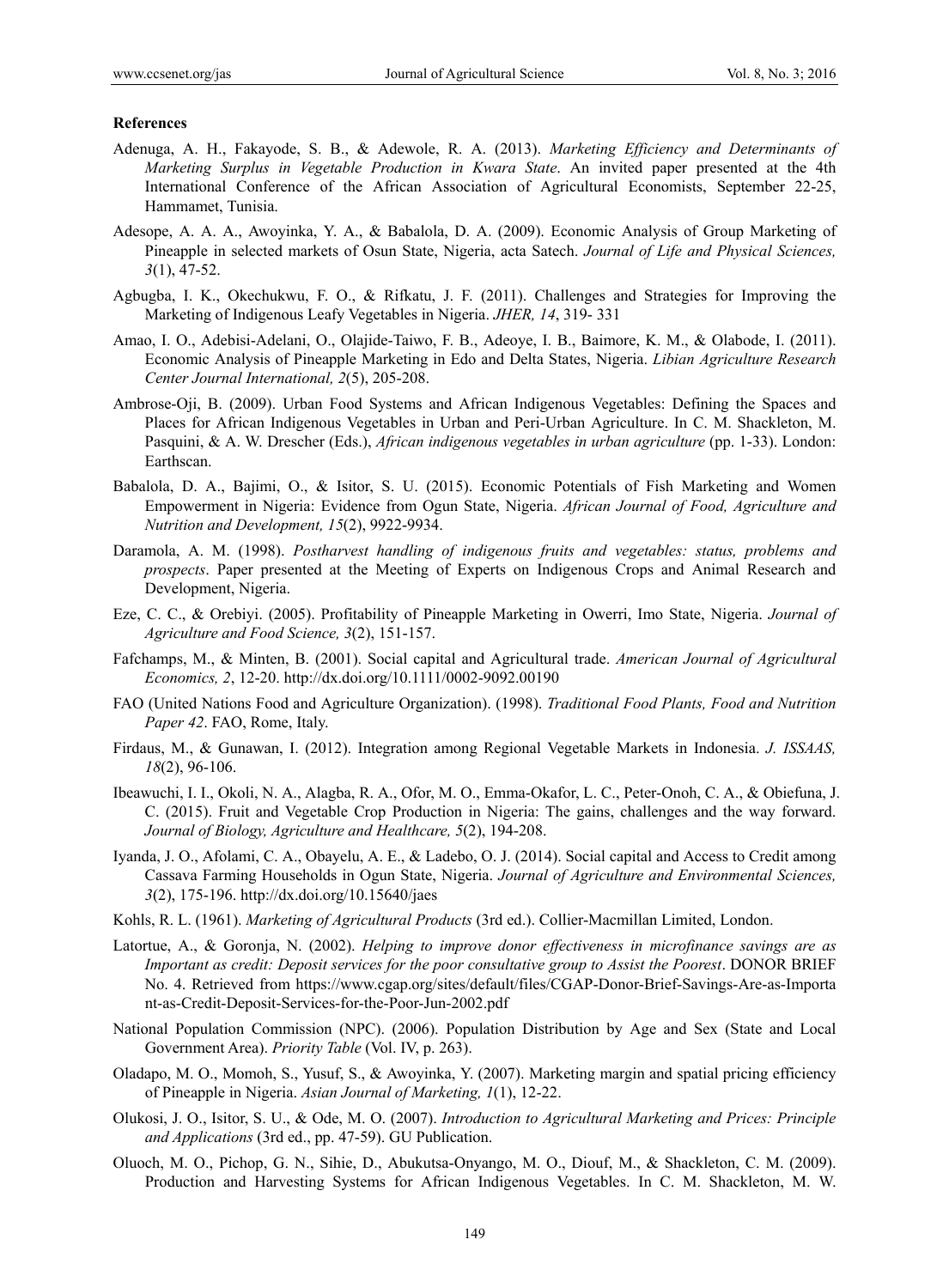## References

Adenuga, A. H., Fakayode, S. B., & Adewole, R. A. (2013). *Marketing Efficiency and Determinants of Marketing Surplus in Vegetable Production in Kwara State*. An invited paper presented at the 4th International Conference of the African Association of Agricultural Economists, September 22-25, Hammamet, Tunisia.

Adesope, A. A. A., Awoyinka, Y. A., & Babalola, D. A. (2009). Economic Analysis of Group Marketing of Pineapple in selected markets of Osun State, Nigeria, acta Satech. *Journal of Life and Physical Sciences, 3*(1), 47-52.

Agbugba, I. K., Okechukwu, F. O., & Rifkatu, J. F. (2011). Challenges and Strategies for Improving the Marketing of Indigenous Leafy Vegetables in Nigeria. *JHER, 14*, 319- 331

Amao, I. O., Adebisi-Adelani, O., Olajide-Taiwo, F. B., Adeoye, I. B., Baimore, K. M., & Olabode, I. (2011). Economic Analysis of Pineapple Marketing in Edo and Delta States, Nigeria. *Libian Agriculture Research Center Journal International, 2*(5), 205-208.

Ambrose-Oji, B. (2009). Urban Food Systems and African Indigenous Vegetables: Defining the Spaces and Places for African Indigenous Vegetables in Urban and Peri-Urban Agriculture. In C. M. Shackleton, M. Pasquini, & A. W. Drescher (Eds.), *African indigenous vegetables in urban agriculture* (pp. 1-33). London: Earthscan.

Babalola, D. A., Bajimi, O., & Isitor, S. U. (2015). Economic Potentials of Fish Marketing and Women Empowerment in Nigeria: Evidence from Ogun State, Nigeria. *African Journal of Food, Agriculture and Nutrition and Development, 15*(2), 9922-9934.

Daramola, A. M. (1998). *Postharvest handling of indigenous fruits and vegetables: status, problems and prospects*. Paper presented at the Meeting of Experts on Indigenous Crops and Animal Research and Development, Nigeria.

Eze, C. C., & Orebiyi. (2005). Profitability of Pineapple Marketing in Owerri, Imo State, Nigeria. *Journal of Agriculture and Food Science, 3*(2), 151-157.

Fafchamps, M., & Minten, B. (2001). Social capital and Agricultural trade. *American Journal of Agricultural Economics, 2*, 12-20. http://dx.doi.org/10.1111/0002-9092.00190

FAO (United Nations Food and Agriculture Organization). (1998). *Traditional Food Plants, Food and Nutrition Paper 42*. FAO, Rome, Italy.

Firdaus, M., & Gunawan, I. (2012). Integration among Regional Vegetable Markets in Indonesia. *J. ISSAAS, 18*(2), 96-106.

Ibeawuchi, I. I., Okoli, N. A., Alagba, R. A., Ofor, M. O., Emma-Okafor, L. C., Peter-Onoh, C. A., & Obiefuna, J. C. (2015). Fruit and Vegetable Crop Production in Nigeria: The gains, challenges and the way forward. *Journal of Biology, Agriculture and Healthcare, 5*(2), 194-208.

Iyanda, J. O., Afolami, C. A., Obayelu, A. E., & Ladebo, O. J. (2014). Social capital and Access to Credit among Cassava Farming Households in Ogun State, Nigeria. *Journal of Agriculture and Environmental Sciences, 3*(2), 175-196. http://dx.doi.org/10.15640/jaes

Kohls, R. L. (1961). *Marketing of Agricultural Products* (3rd ed.). Collier-Macmillan Limited, London.

Latortue, A., & Goronja, N. (2002). *Helping to improve donor effectiveness in microfinance savings are as Important as credit: Deposit services for the poor consultative group to Assist the Poorest*. DONOR BRIEF No. 4. Retrieved from https://www.cgap.org/sites/default/files/CGAP-Donor-Brief-Savings-Are-as-Important-as-Credit-Deposit-Services-for-the-Poor-Jun-2002.pdf

National Population Commission (NPC). (2006). Population Distribution by Age and Sex (State and Local Government Area). *Priority Table* (Vol. IV, p. 263).

Oladapo, M. O., Momoh, S., Yusuf, S., & Awoyinka, Y. (2007). Marketing margin and spatial pricing efficiency of Pineapple in Nigeria. *Asian Journal of Marketing, 1*(1), 12-22.

Olukosi, J. O., Isitor, S. U., & Ode, M. O. (2007). *Introduction to Agricultural Marketing and Prices: Principle and Applications* (3rd ed., pp. 47-59). GU Publication.

Oluoch, M. O., Pichop, G. N., Sihie, D., Abukutsa-Onyango, M. O., Diouf, M., & Shackleton, C. M. (2009). Production and Harvesting Systems for African Indigenous Vegetables. In C. M. Shackleton, M. W.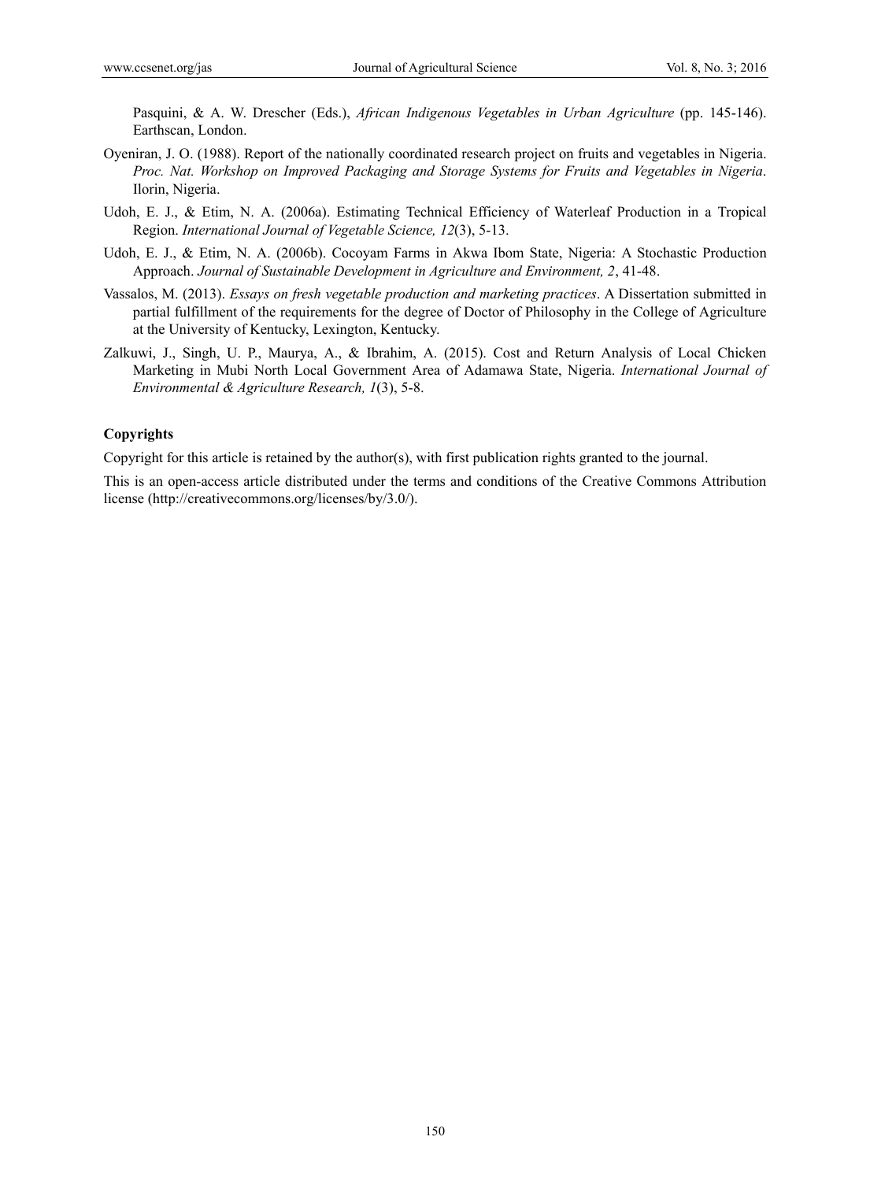Pasquini, & A. W. Drescher (Eds.), *African Indigenous Vegetables in Urban Agriculture* (pp. 145-146). Earthscan, London.

Oyeniran, J. O. (1988). Report of the nationally coordinated research project on fruits and vegetables in Nigeria. *Proc. Nat. Workshop on Improved Packaging and Storage Systems for Fruits and Vegetables in Nigeria*. Ilorin, Nigeria.

Udoh, E. J., & Etim, N. A. (2006a). Estimating Technical Efficiency of Waterleaf Production in a Tropical Region. *International Journal of Vegetable Science, 12*(3), 5-13.

Udoh, E. J., & Etim, N. A. (2006b). Cocoyam Farms in Akwa Ibom State, Nigeria: A Stochastic Production Approach. *Journal of Sustainable Development in Agriculture and Environment, 2*, 41-48.

Vassalos, M. (2013). *Essays on fresh vegetable production and marketing practices*. A Dissertation submitted in partial fulfillment of the requirements for the degree of Doctor of Philosophy in the College of Agriculture at the University of Kentucky, Lexington, Kentucky.

Zalkuwi, J., Singh, U. P., Maurya, A., & Ibrahim, A. (2015). Cost and Return Analysis of Local Chicken Marketing in Mubi North Local Government Area of Adamawa State, Nigeria. *International Journal of Environmental & Agriculture Research, 1*(3), 5-8.

**Copyrights**

Copyright for this article is retained by the author(s), with first publication rights granted to the journal.

This is an open-access article distributed under the terms and conditions of the Creative Commons Attribution license (http://creativecommons.org/licenses/by/3.0/).